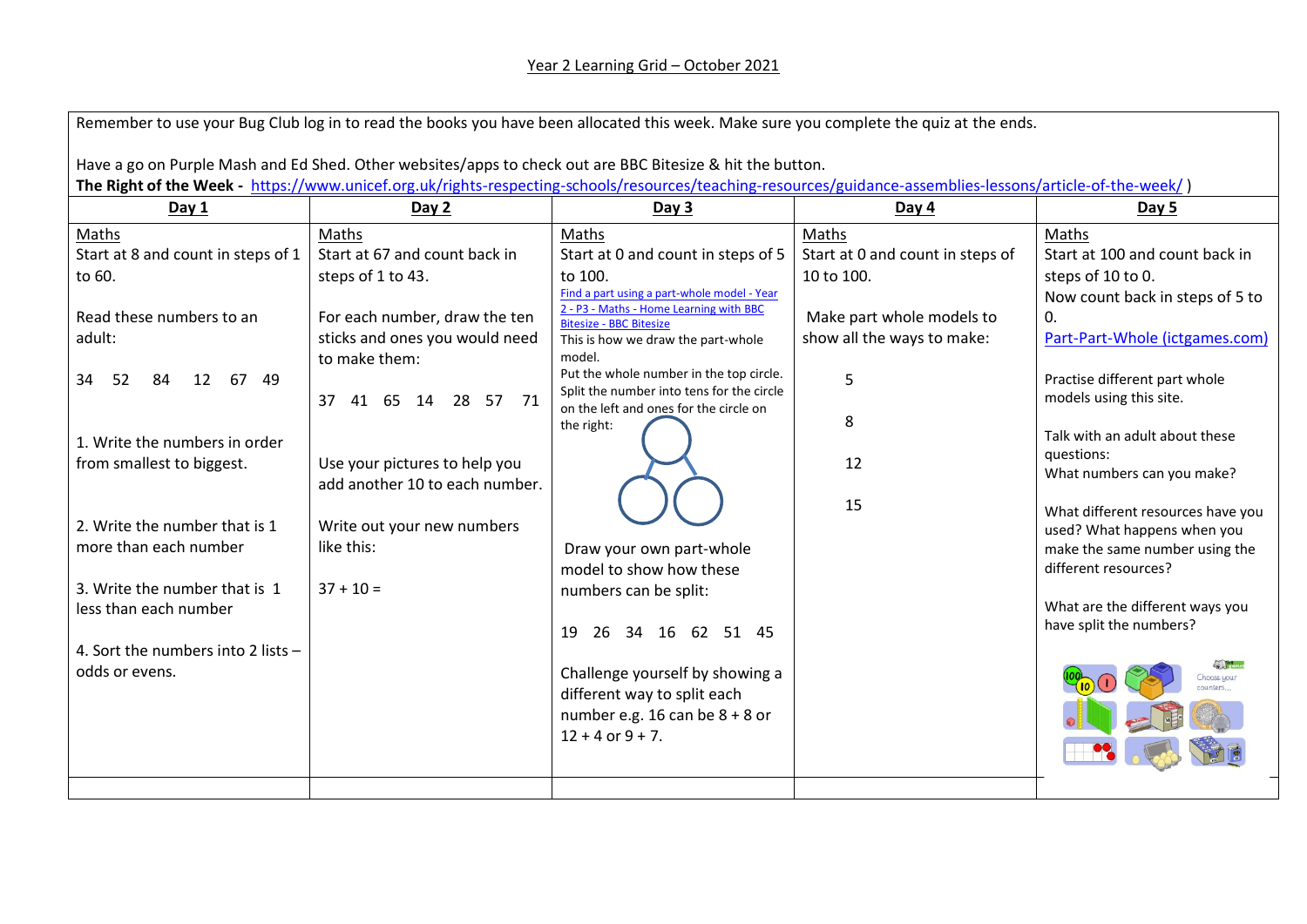Year 2 Learning Grid – October 2021

Remember to use your Bug Club log in to read the books you have been allocated this week. Make sure you complete the quiz at the ends.

Have a go on Purple Mash and Ed Shed. Other websites/apps to check out are BBC Bitesize & hit the button.

**The Right of the Week -** https://www.unicef.org.uk/rights-respecting-schools/resources/teaching-resources/guidance-assemblies-lessons/article-of-the-week/ )

| **Day 1** | **Day 2** | **Day 3** | **Day 4** | **Day 5** |
|---|---|---|---|---|
| Maths<br>Start at 8 and count in steps of 1 to 60.<br><br>Read these numbers to an adult:<br><br>34 52 84 12 67 49<br><br>1. Write the numbers in order from smallest to biggest.<br><br>2. Write the number that is 1 more than each number<br><br>3. Write the number that is 1 less than each number<br><br>4. Sort the numbers into 2 lists – odds or evens. | Maths<br>Start at 67 and count back in steps of 1 to 43.<br><br>For each number, draw the ten sticks and ones you would need to make them:<br><br>37 41 65 14 28 57 71<br><br>Use your pictures to help you add another 10 to each number.<br><br>Write out your new numbers like this:<br><br>37 + 10 = | Maths<br>Start at 0 and count in steps of 5 to 100.<br>Find a part using a part-whole model - Year 2 - P3 - Maths - Home Learning with BBC Bitesize - BBC Bitesize<br>This is how we draw the part-whole model.<br>Put the whole number in the top circle. Split the number into tens for the circle on the left and ones for the circle on the right:<br><br>Draw your own part-whole model to show how these numbers can be split:<br><br>19 26 34 16 62 51 45<br><br>Challenge yourself by showing a different way to split each number e.g. 16 can be 8 + 8 or 12 + 4 or 9 + 7. | Maths<br>Start at 0 and count in steps of 10 to 100.<br><br>Make part whole models to show all the ways to make:<br><br>5<br><br>8<br><br>12<br><br>15 | Maths<br>Start at 100 and count back in steps of 10 to 0.<br>Now count back in steps of 5 to 0.<br>Part-Part-Whole (ictgames.com)<br><br>Practise different part whole models using this site.<br><br>Talk with an adult about these questions:<br>What numbers can you make?<br><br>What different resources have you used? What happens when you make the same number using the different resources?<br><br>What are the different ways you have split the numbers? |
| | | | | |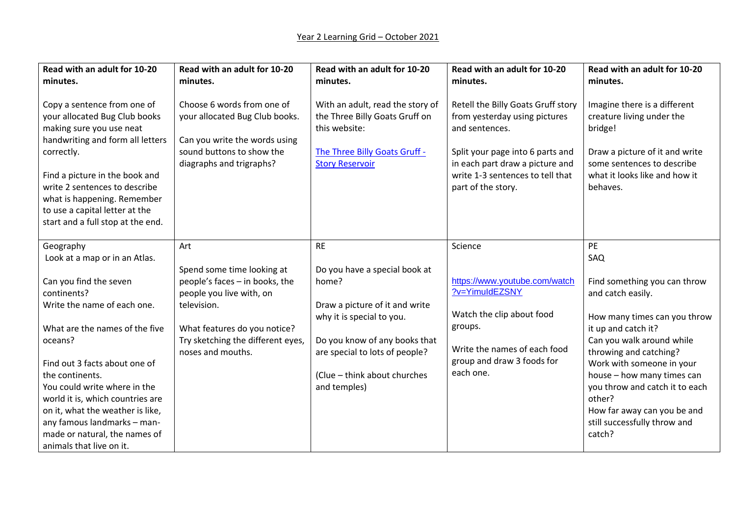Year 2 Learning Grid – October 2021

| **Read with an adult for 10-20 minutes.**<br><br>Copy a sentence from one of your allocated Bug Club books making sure you use neat handwriting and form all letters correctly.<br><br>Find a picture in the book and write 2 sentences to describe what is happening. Remember to use a capital letter at the start and a full stop at the end. | **Read with an adult for 10-20 minutes.**<br><br>Choose 6 words from one of your allocated Bug Club books.<br><br>Can you write the words using sound buttons to show the diagraphs and trigraphs? | **Read with an adult for 10-20 minutes.**<br><br>With an adult, read the story of the Three Billy Goats Gruff on this website:<br><br>The Three Billy Goats Gruff - Story Reservoir | **Read with an adult for 10-20 minutes.**<br><br>Retell the Billy Goats Gruff story from yesterday using pictures and sentences.<br><br>Split your page into 6 parts and in each part draw a picture and write 1-3 sentences to tell that part of the story. | **Read with an adult for 10-20 minutes.**<br><br>Imagine there is a different creature living under the bridge!<br><br>Draw a picture of it and write some sentences to describe what it looks like and how it behaves. |
|---|---|---|---|---|
| Geography<br>Look at a map or in an Atlas.<br><br>Can you find the seven continents?<br>Write the name of each one.<br><br>What are the names of the five oceans?<br><br>Find out 3 facts about one of the continents.<br>You could write where in the world it is, which countries are on it, what the weather is like, any famous landmarks – man-made or natural, the names of animals that live on it. | Art<br><br>Spend some time looking at people's faces – in books, the people you live with, on television.<br><br>What features do you notice?<br>Try sketching the different eyes, noses and mouths. | RE<br><br>Do you have a special book at home?<br><br>Draw a picture of it and write why it is special to you.<br><br>Do you know of any books that are special to lots of people?<br><br>(Clue – think about churches and temples) | Science<br><br>https://www.youtube.com/watch?v=YimuldEZSNY<br><br>Watch the clip about food groups.<br><br>Write the names of each food group and draw 3 foods for each one. | PE<br>SAQ<br><br>Find something you can throw and catch easily.<br><br>How many times can you throw it up and catch it?<br>Can you walk around while throwing and catching?<br>Work with someone in your house – how many times can you throw and catch it to each other?<br>How far away can you be and still successfully throw and catch? |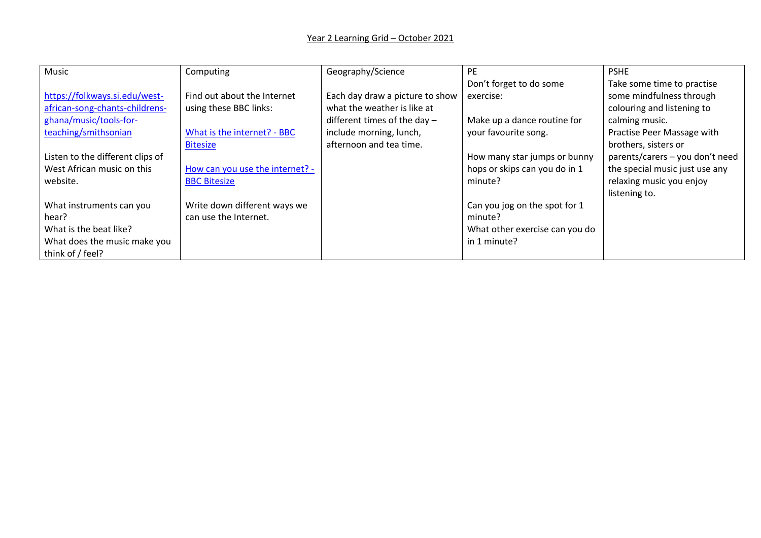Year 2 Learning Grid – October 2021

| Music | Computing | Geography/Science | PE | PSHE |
|---|---|---|---|---|
| https://folkways.si.edu/west-african-song-chants-childrens-ghana/music/tools-for-teaching/smithsonian<br><br>Listen to the different clips of West African music on this website.<br><br>What instruments can you hear?<br>What is the beat like?<br>What does the music make you think of / feel? | Find out about the Internet using these BBC links:<br><br>What is the internet? - BBC Bitesize<br><br>How can you use the internet? - BBC Bitesize<br><br>Write down different ways we can use the Internet. | Each day draw a picture to show what the weather is like at different times of the day – include morning, lunch, afternoon and tea time. | Don't forget to do some exercise:<br><br>Make up a dance routine for your favourite song.<br><br>How many star jumps or bunny hops or skips can you do in 1 minute?<br><br>Can you jog on the spot for 1 minute?<br>What other exercise can you do in 1 minute? | Take some time to practise some mindfulness through colouring and listening to calming music.<br>Practise Peer Massage with brothers, sisters or parents/carers – you don't need the special music just use any relaxing music you enjoy listening to. |